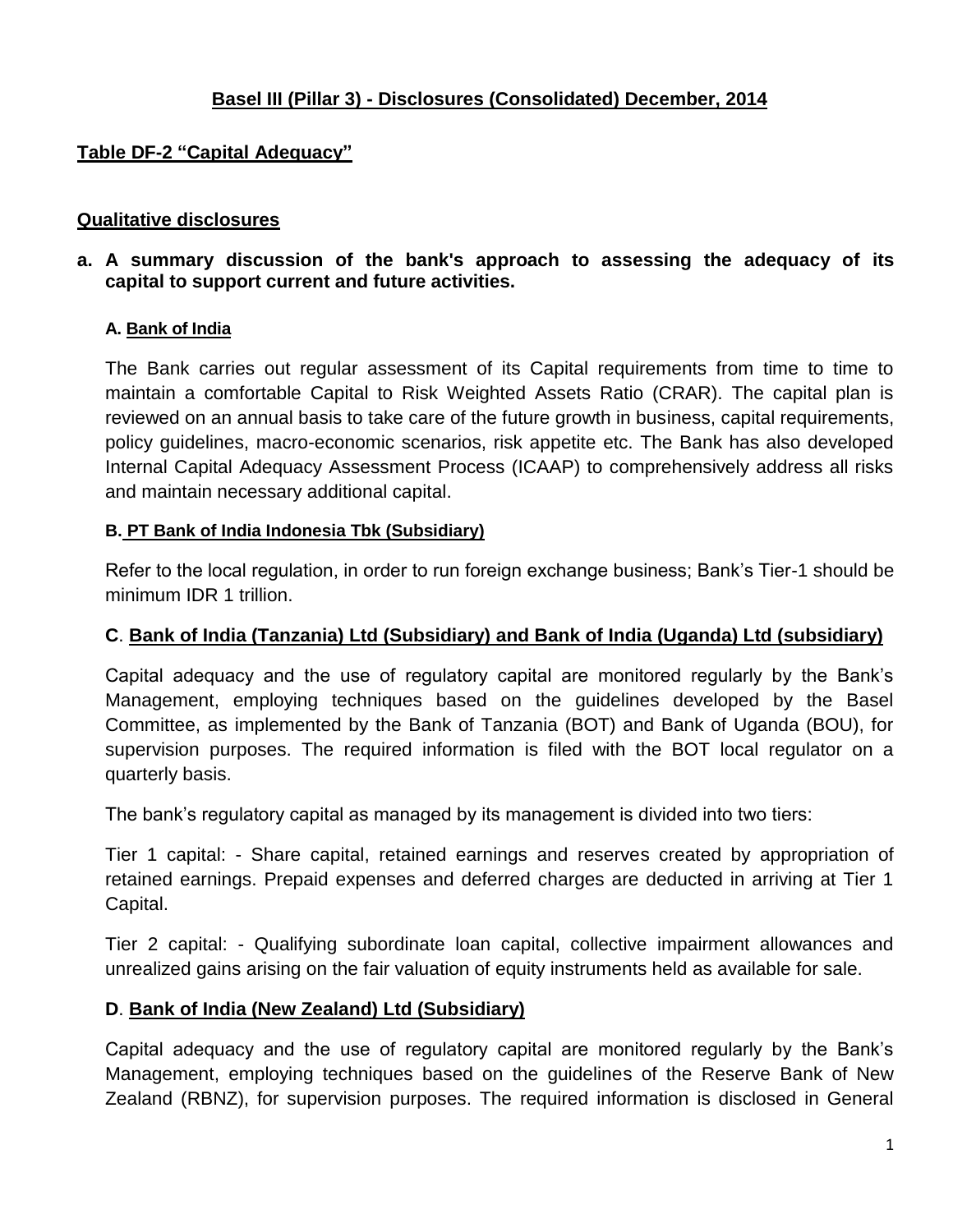## Basel III (Pillar 3) - Disclosures (Consolidated) December, 2014

### Table DF-2 "Capital Adequacy"

#### Qualitative disclosures

**a. A summary discussion of the bank's approach to assessing the adequacy of its capital to support current and future activities.**

**A. Bank of India**

The Bank carries out regular assessment of its Capital requirements from time to time to maintain a comfortable Capital to Risk Weighted Assets Ratio (CRAR). The capital plan is reviewed on an annual basis to take care of the future growth in business, capital requirements, policy guidelines, macro-economic scenarios, risk appetite etc. The Bank has also developed Internal Capital Adequacy Assessment Process (ICAAP) to comprehensively address all risks and maintain necessary additional capital.

**B. PT Bank of India Indonesia Tbk (Subsidiary)**

Refer to the local regulation, in order to run foreign exchange business; Bank's Tier-1 should be minimum IDR 1 trillion.

**C. Bank of India (Tanzania) Ltd (Subsidiary) and Bank of India (Uganda) Ltd (subsidiary)**

Capital adequacy and the use of regulatory capital are monitored regularly by the Bank's Management, employing techniques based on the guidelines developed by the Basel Committee, as implemented by the Bank of Tanzania (BOT) and Bank of Uganda (BOU), for supervision purposes. The required information is filed with the BOT local regulator on a quarterly basis.

The bank's regulatory capital as managed by its management is divided into two tiers:

Tier 1 capital: - Share capital, retained earnings and reserves created by appropriation of retained earnings. Prepaid expenses and deferred charges are deducted in arriving at Tier 1 Capital.

Tier 2 capital: - Qualifying subordinate loan capital, collective impairment allowances and unrealized gains arising on the fair valuation of equity instruments held as available for sale.

**D. Bank of India (New Zealand) Ltd (Subsidiary)**

Capital adequacy and the use of regulatory capital are monitored regularly by the Bank's Management, employing techniques based on the guidelines of the Reserve Bank of New Zealand (RBNZ), for supervision purposes. The required information is disclosed in General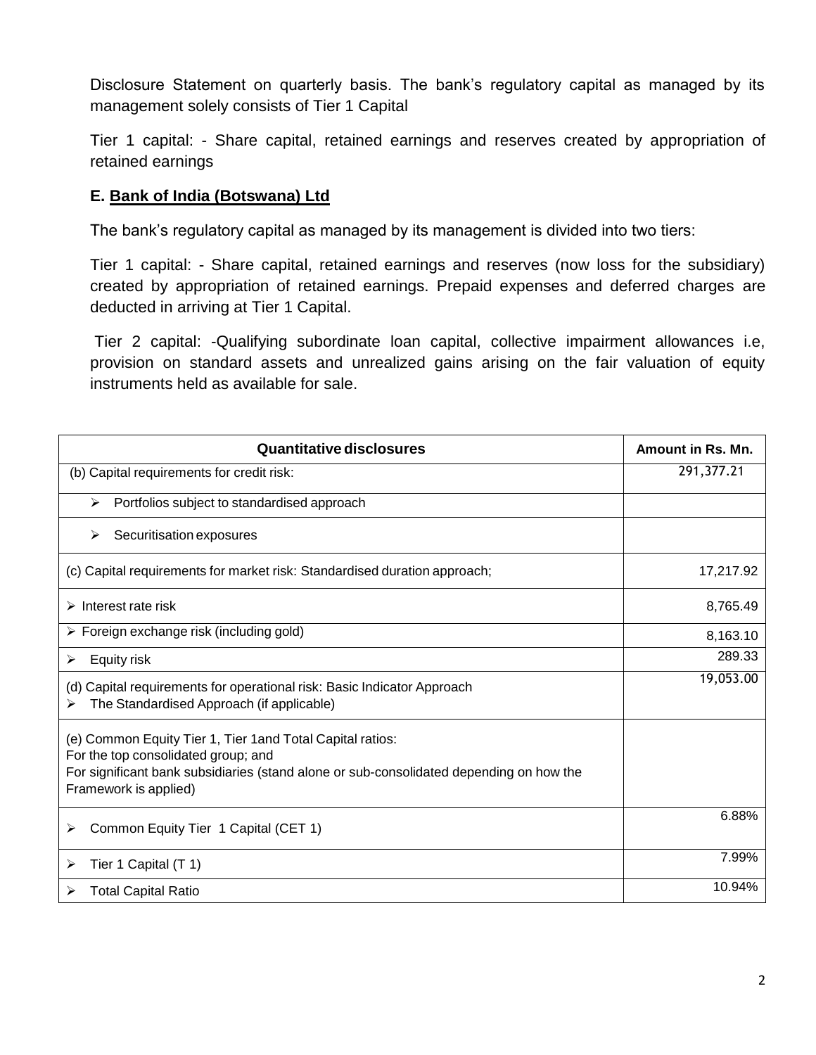Disclosure Statement on quarterly basis. The bank's regulatory capital as managed by its management solely consists of Tier 1 Capital

Tier 1 capital: - Share capital, retained earnings and reserves created by appropriation of retained earnings

**E. Bank of India (Botswana) Ltd**

The bank's regulatory capital as managed by its management is divided into two tiers:

Tier 1 capital: - Share capital, retained earnings and reserves (now loss for the subsidiary) created by appropriation of retained earnings. Prepaid expenses and deferred charges are deducted in arriving at Tier 1 Capital.

Tier 2 capital: -Qualifying subordinate loan capital, collective impairment allowances i.e, provision on standard assets and unrealized gains arising on the fair valuation of equity instruments held as available for sale.

| Quantitative disclosures | Amount in Rs. Mn. |
|---|---|
| (b) Capital requirements for credit risk: | 291,377.21 |
| ➢ Portfolios subject to standardised approach | |
| ➢ Securitisation exposures | |
| (c) Capital requirements for market risk: Standardised duration approach; | 17,217.92 |
| ➢ Interest rate risk | 8,765.49 |
| ➢ Foreign exchange risk (including gold) | 8,163.10 |
| ➢ Equity risk | 289.33 |
| (d) Capital requirements for operational risk: Basic Indicator Approach<br>➢ The Standardised Approach (if applicable) | 19,053.00 |
| (e) Common Equity Tier 1, Tier 1and Total Capital ratios:<br>For the top consolidated group; and<br>For significant bank subsidiaries (stand alone or sub-consolidated depending on how the Framework is applied) | |
| ➢ Common Equity Tier 1 Capital (CET 1) | 6.88% |
| ➢ Tier 1 Capital (T 1) | 7.99% |
| ➢ Total Capital Ratio | 10.94% |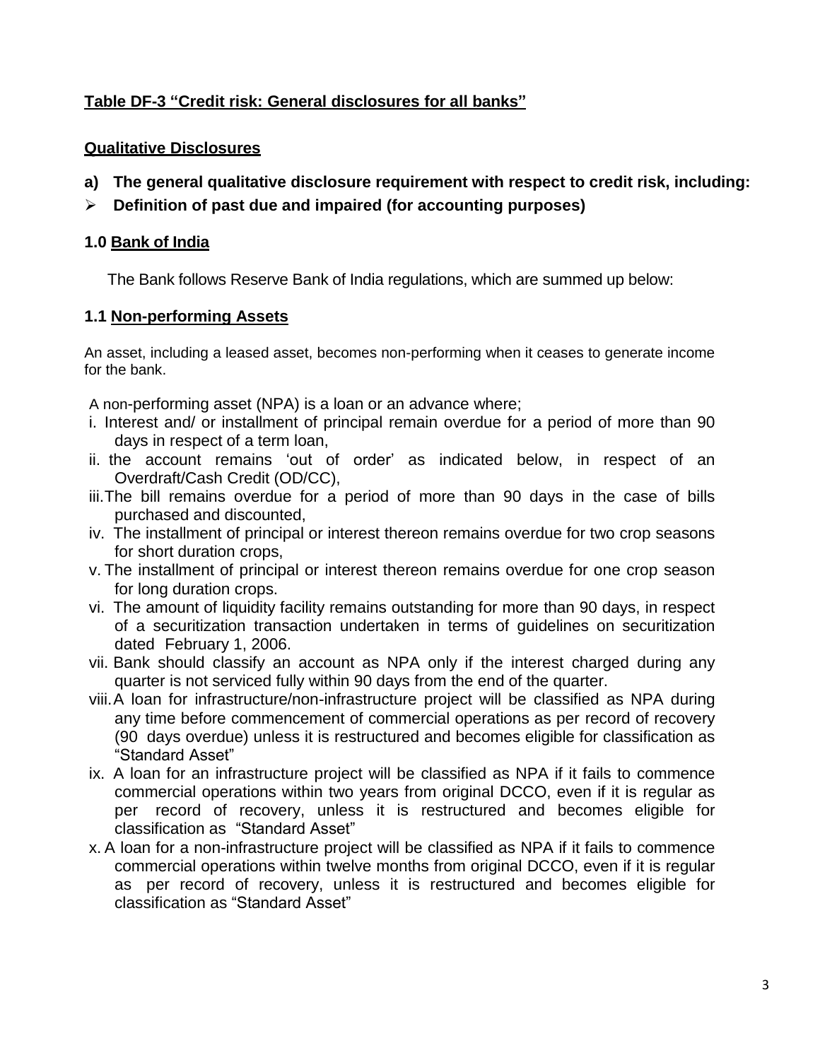## Table DF-3 "Credit risk: General disclosures for all banks"

### Qualitative Disclosures

**a) The general qualitative disclosure requirement with respect to credit risk, including:**

- **Definition of past due and impaired (for accounting purposes)**

### 1.0 Bank of India

The Bank follows Reserve Bank of India regulations, which are summed up below:

### 1.1 Non-performing Assets

An asset, including a leased asset, becomes non-performing when it ceases to generate income for the bank.

A non-performing asset (NPA) is a loan or an advance where;

i. Interest and/ or installment of principal remain overdue for a period of more than 90 days in respect of a term loan,

ii. the account remains 'out of order' as indicated below, in respect of an Overdraft/Cash Credit (OD/CC),

iii. The bill remains overdue for a period of more than 90 days in the case of bills purchased and discounted,

iv. The installment of principal or interest thereon remains overdue for two crop seasons for short duration crops,

v. The installment of principal or interest thereon remains overdue for one crop season for long duration crops.

vi. The amount of liquidity facility remains outstanding for more than 90 days, in respect of a securitization transaction undertaken in terms of guidelines on securitization dated February 1, 2006.

vii. Bank should classify an account as NPA only if the interest charged during any quarter is not serviced fully within 90 days from the end of the quarter.

viii. A loan for infrastructure/non-infrastructure project will be classified as NPA during any time before commencement of commercial operations as per record of recovery (90 days overdue) unless it is restructured and becomes eligible for classification as "Standard Asset"

ix. A loan for an infrastructure project will be classified as NPA if it fails to commence commercial operations within two years from original DCCO, even if it is regular as per record of recovery, unless it is restructured and becomes eligible for classification as "Standard Asset"

x. A loan for a non-infrastructure project will be classified as NPA if it fails to commence commercial operations within twelve months from original DCCO, even if it is regular as per record of recovery, unless it is restructured and becomes eligible for classification as "Standard Asset"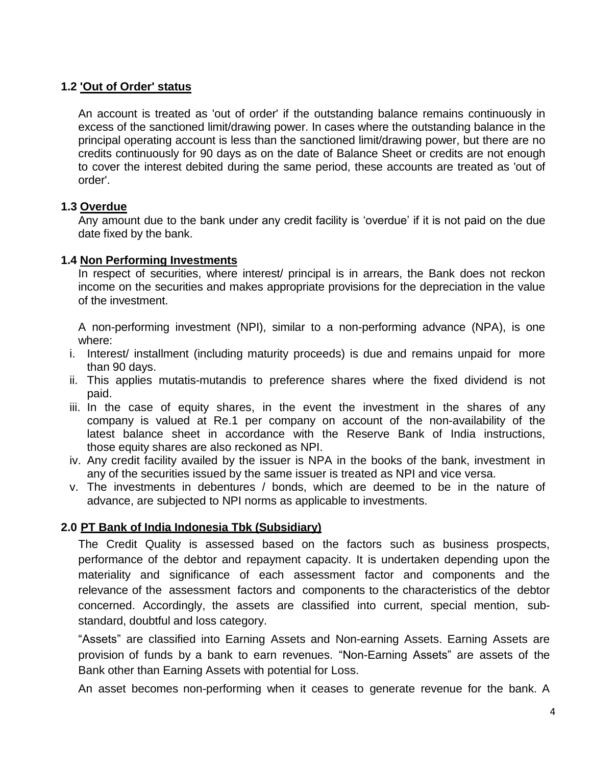### 1.2 'Out of Order' status

An account is treated as 'out of order' if the outstanding balance remains continuously in excess of the sanctioned limit/drawing power. In cases where the outstanding balance in the principal operating account is less than the sanctioned limit/drawing power, but there are no credits continuously for 90 days as on the date of Balance Sheet or credits are not enough to cover the interest debited during the same period, these accounts are treated as 'out of order'.

### 1.3 Overdue

Any amount due to the bank under any credit facility is 'overdue' if it is not paid on the due date fixed by the bank.

### 1.4 Non Performing Investments

In respect of securities, where interest/ principal is in arrears, the Bank does not reckon income on the securities and makes appropriate provisions for the depreciation in the value of the investment.

A non-performing investment (NPI), similar to a non-performing advance (NPA), is one where:

i. Interest/ installment (including maturity proceeds) is due and remains unpaid for more than 90 days.
ii. This applies mutatis-mutandis to preference shares where the fixed dividend is not paid.
iii. In the case of equity shares, in the event the investment in the shares of any company is valued at Re.1 per company on account of the non-availability of the latest balance sheet in accordance with the Reserve Bank of India instructions, those equity shares are also reckoned as NPI.
iv. Any credit facility availed by the issuer is NPA in the books of the bank, investment in any of the securities issued by the same issuer is treated as NPI and vice versa.
v. The investments in debentures / bonds, which are deemed to be in the nature of advance, are subjected to NPI norms as applicable to investments.

## 2.0 PT Bank of India Indonesia Tbk (Subsidiary)

The Credit Quality is assessed based on the factors such as business prospects, performance of the debtor and repayment capacity. It is undertaken depending upon the materiality and significance of each assessment factor and components and the relevance of the assessment factors and components to the characteristics of the debtor concerned. Accordingly, the assets are classified into current, special mention, sub-standard, doubtful and loss category.

"Assets" are classified into Earning Assets and Non-earning Assets. Earning Assets are provision of funds by a bank to earn revenues. "Non-Earning Assets" are assets of the Bank other than Earning Assets with potential for Loss.

An asset becomes non-performing when it ceases to generate revenue for the bank. A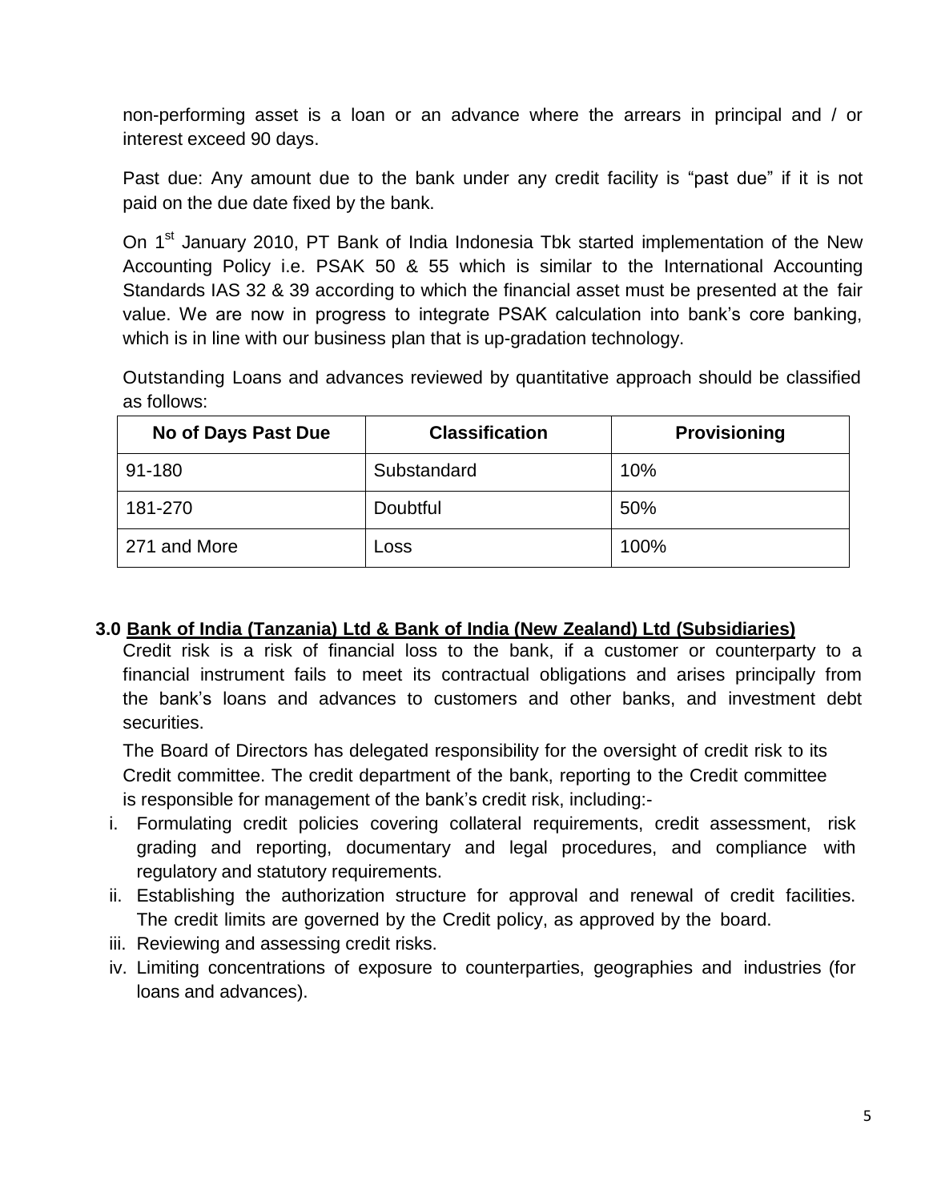non-performing asset is a loan or an advance where the arrears in principal and / or interest exceed 90 days.

Past due: Any amount due to the bank under any credit facility is "past due" if it is not paid on the due date fixed by the bank.

On 1st January 2010, PT Bank of India Indonesia Tbk started implementation of the New Accounting Policy i.e. PSAK 50 & 55 which is similar to the International Accounting Standards IAS 32 & 39 according to which the financial asset must be presented at the fair value. We are now in progress to integrate PSAK calculation into bank's core banking, which is in line with our business plan that is up-gradation technology.

Outstanding Loans and advances reviewed by quantitative approach should be classified as follows:

| No of Days Past Due | Classification | Provisioning |
|---|---|---|
| 91-180 | Substandard | 10% |
| 181-270 | Doubtful | 50% |
| 271 and More | Loss | 100% |

## 3.0 Bank of India (Tanzania) Ltd & Bank of India (New Zealand) Ltd (Subsidiaries)

Credit risk is a risk of financial loss to the bank, if a customer or counterparty to a financial instrument fails to meet its contractual obligations and arises principally from the bank's loans and advances to customers and other banks, and investment debt securities.

The Board of Directors has delegated responsibility for the oversight of credit risk to its Credit committee. The credit department of the bank, reporting to the Credit committee is responsible for management of the bank's credit risk, including:-

i. Formulating credit policies covering collateral requirements, credit assessment, risk grading and reporting, documentary and legal procedures, and compliance with regulatory and statutory requirements.
ii. Establishing the authorization structure for approval and renewal of credit facilities. The credit limits are governed by the Credit policy, as approved by the board.
iii. Reviewing and assessing credit risks.
iv. Limiting concentrations of exposure to counterparties, geographies and industries (for loans and advances).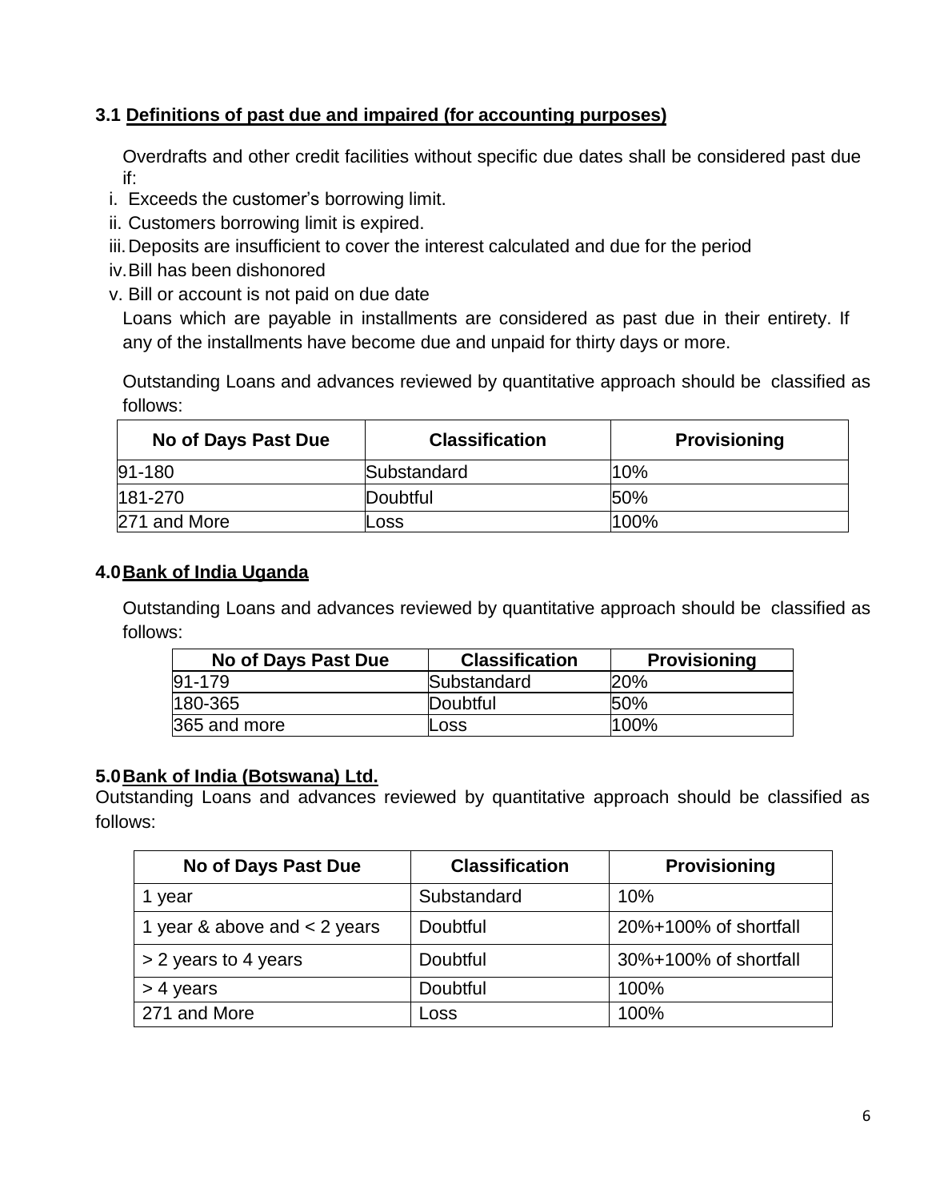### 3.1 Definitions of past due and impaired (for accounting purposes)

Overdrafts and other credit facilities without specific due dates shall be considered past due if:

i. Exceeds the customer's borrowing limit.
ii. Customers borrowing limit is expired.
iii. Deposits are insufficient to cover the interest calculated and due for the period
iv. Bill has been dishonored
v. Bill or account is not paid on due date

Loans which are payable in installments are considered as past due in their entirety. If any of the installments have become due and unpaid for thirty days or more.

Outstanding Loans and advances reviewed by quantitative approach should be classified as follows:

| No of Days Past Due | Classification | Provisioning |
|---|---|---|
| 91-180 | Substandard | 10% |
| 181-270 | Doubtful | 50% |
| 271 and More | Loss | 100% |

### 4.0 Bank of India Uganda

Outstanding Loans and advances reviewed by quantitative approach should be classified as follows:

| No of Days Past Due | Classification | Provisioning |
|---|---|---|
| 91-179 | Substandard | 20% |
| 180-365 | Doubtful | 50% |
| 365 and more | Loss | 100% |

### 5.0 Bank of India (Botswana) Ltd.

Outstanding Loans and advances reviewed by quantitative approach should be classified as follows:

| No of Days Past Due | Classification | Provisioning |
|---|---|---|
| 1 year | Substandard | 10% |
| 1 year & above and < 2 years | Doubtful | 20%+100% of shortfall |
| > 2 years to 4 years | Doubtful | 30%+100% of shortfall |
| > 4 years | Doubtful | 100% |
| 271 and More | Loss | 100% |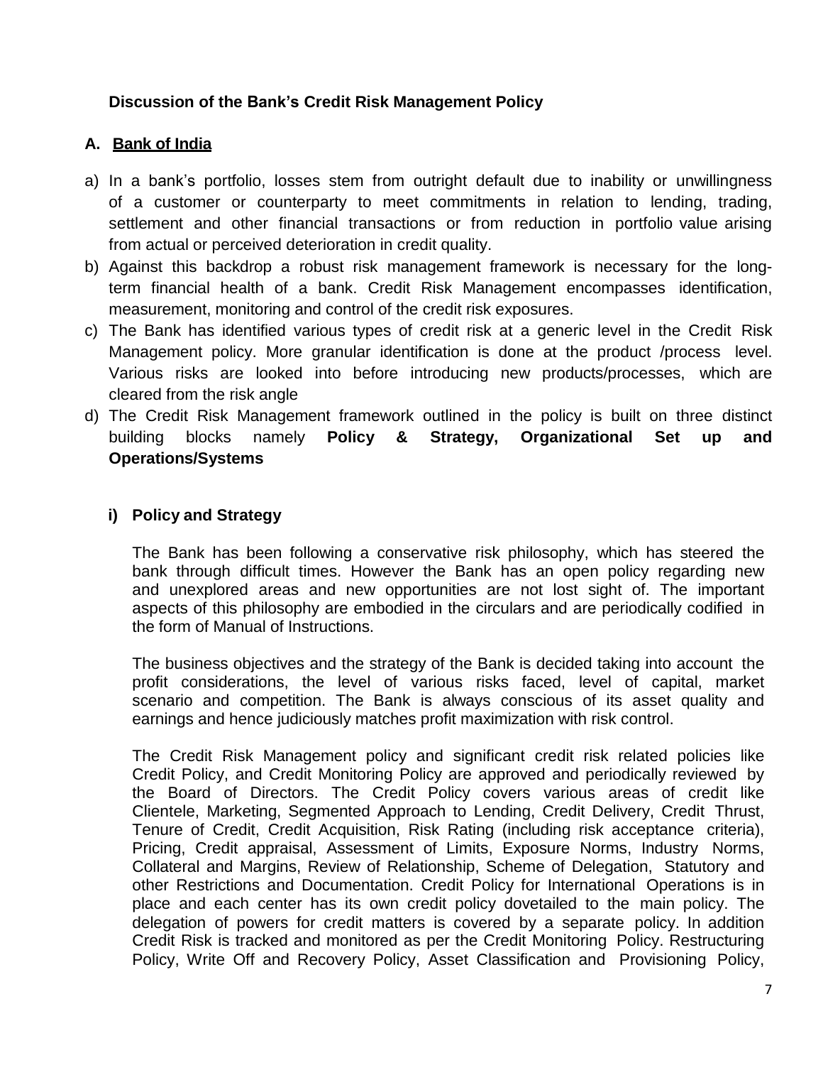### Discussion of the Bank's Credit Risk Management Policy

#### A. Bank of India

a) In a bank's portfolio, losses stem from outright default due to inability or unwillingness of a customer or counterparty to meet commitments in relation to lending, trading, settlement and other financial transactions or from reduction in portfolio value arising from actual or perceived deterioration in credit quality.

b) Against this backdrop a robust risk management framework is necessary for the long-term financial health of a bank. Credit Risk Management encompasses identification, measurement, monitoring and control of the credit risk exposures.

c) The Bank has identified various types of credit risk at a generic level in the Credit Risk Management policy. More granular identification is done at the product /process level. Various risks are looked into before introducing new products/processes, which are cleared from the risk angle

d) The Credit Risk Management framework outlined in the policy is built on three distinct building blocks namely **Policy & Strategy, Organizational Set up and Operations/Systems**

**i) Policy and Strategy**

The Bank has been following a conservative risk philosophy, which has steered the bank through difficult times. However the Bank has an open policy regarding new and unexplored areas and new opportunities are not lost sight of. The important aspects of this philosophy are embodied in the circulars and are periodically codified in the form of Manual of Instructions.

The business objectives and the strategy of the Bank is decided taking into account the profit considerations, the level of various risks faced, level of capital, market scenario and competition. The Bank is always conscious of its asset quality and earnings and hence judiciously matches profit maximization with risk control.

The Credit Risk Management policy and significant credit risk related policies like Credit Policy, and Credit Monitoring Policy are approved and periodically reviewed by the Board of Directors. The Credit Policy covers various areas of credit like Clientele, Marketing, Segmented Approach to Lending, Credit Delivery, Credit Thrust, Tenure of Credit, Credit Acquisition, Risk Rating (including risk acceptance criteria), Pricing, Credit appraisal, Assessment of Limits, Exposure Norms, Industry Norms, Collateral and Margins, Review of Relationship, Scheme of Delegation, Statutory and other Restrictions and Documentation. Credit Policy for International Operations is in place and each center has its own credit policy dovetailed to the main policy. The delegation of powers for credit matters is covered by a separate policy. In addition Credit Risk is tracked and monitored as per the Credit Monitoring Policy. Restructuring Policy, Write Off and Recovery Policy, Asset Classification and Provisioning Policy,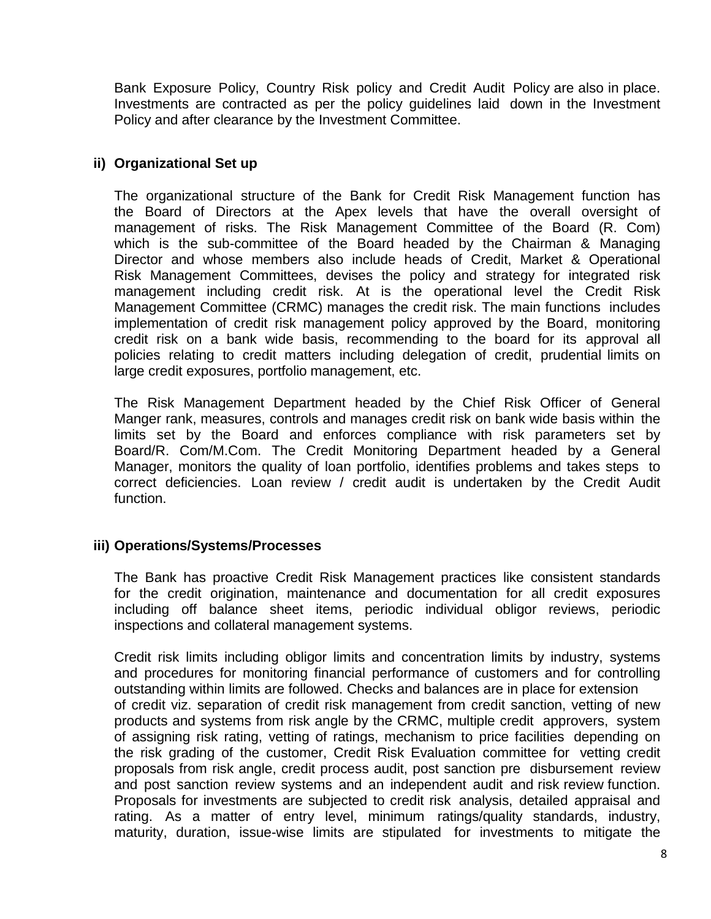Bank Exposure Policy, Country Risk policy and Credit Audit Policy are also in place. Investments are contracted as per the policy guidelines laid down in the Investment Policy and after clearance by the Investment Committee.

**ii) Organizational Set up**

The organizational structure of the Bank for Credit Risk Management function has the Board of Directors at the Apex levels that have the overall oversight of management of risks. The Risk Management Committee of the Board (R. Com) which is the sub-committee of the Board headed by the Chairman & Managing Director and whose members also include heads of Credit, Market & Operational Risk Management Committees, devises the policy and strategy for integrated risk management including credit risk. At is the operational level the Credit Risk Management Committee (CRMC) manages the credit risk. The main functions includes implementation of credit risk management policy approved by the Board, monitoring credit risk on a bank wide basis, recommending to the board for its approval all policies relating to credit matters including delegation of credit, prudential limits on large credit exposures, portfolio management, etc.

The Risk Management Department headed by the Chief Risk Officer of General Manger rank, measures, controls and manages credit risk on bank wide basis within the limits set by the Board and enforces compliance with risk parameters set by Board/R. Com/M.Com. The Credit Monitoring Department headed by a General Manager, monitors the quality of loan portfolio, identifies problems and takes steps to correct deficiencies. Loan review / credit audit is undertaken by the Credit Audit function.

**iii) Operations/Systems/Processes**

The Bank has proactive Credit Risk Management practices like consistent standards for the credit origination, maintenance and documentation for all credit exposures including off balance sheet items, periodic individual obligor reviews, periodic inspections and collateral management systems.

Credit risk limits including obligor limits and concentration limits by industry, systems and procedures for monitoring financial performance of customers and for controlling outstanding within limits are followed. Checks and balances are in place for extension of credit viz. separation of credit risk management from credit sanction, vetting of new products and systems from risk angle by the CRMC, multiple credit approvers, system of assigning risk rating, vetting of ratings, mechanism to price facilities depending on the risk grading of the customer, Credit Risk Evaluation committee for vetting credit proposals from risk angle, credit process audit, post sanction pre disbursement review and post sanction review systems and an independent audit and risk review function. Proposals for investments are subjected to credit risk analysis, detailed appraisal and rating. As a matter of entry level, minimum ratings/quality standards, industry, maturity, duration, issue-wise limits are stipulated for investments to mitigate the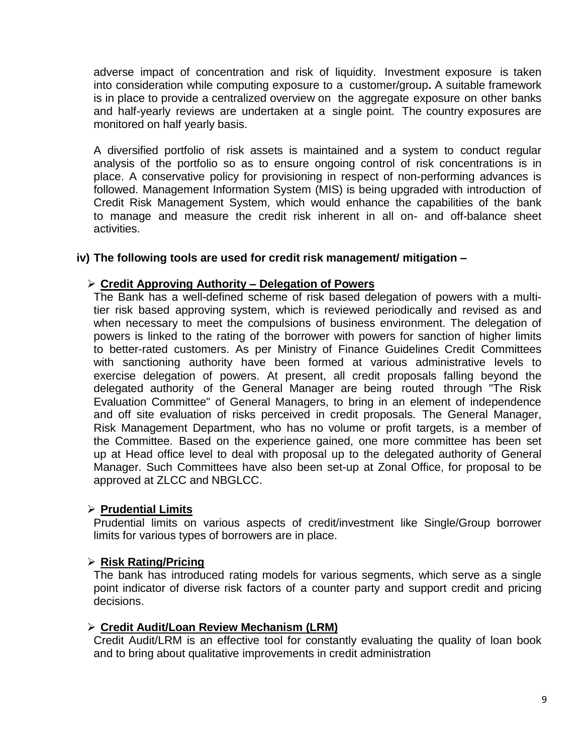adverse impact of concentration and risk of liquidity. Investment exposure is taken into consideration while computing exposure to a customer/group**.** A suitable framework is in place to provide a centralized overview on the aggregate exposure on other banks and half-yearly reviews are undertaken at a single point. The country exposures are monitored on half yearly basis.

A diversified portfolio of risk assets is maintained and a system to conduct regular analysis of the portfolio so as to ensure ongoing control of risk concentrations is in place. A conservative policy for provisioning in respect of non-performing advances is followed. Management Information System (MIS) is being upgraded with introduction of Credit Risk Management System, which would enhance the capabilities of the bank to manage and measure the credit risk inherent in all on- and off-balance sheet activities.

**iv) The following tools are used for credit risk management/ mitigation –**

- **Credit Approving Authority – Delegation of Powers**

  The Bank has a well-defined scheme of risk based delegation of powers with a multi-tier risk based approving system, which is reviewed periodically and revised as and when necessary to meet the compulsions of business environment. The delegation of powers is linked to the rating of the borrower with powers for sanction of higher limits to better-rated customers. As per Ministry of Finance Guidelines Credit Committees with sanctioning authority have been formed at various administrative levels to exercise delegation of powers. At present, all credit proposals falling beyond the delegated authority of the General Manager are being routed through "The Risk Evaluation Committee" of General Managers, to bring in an element of independence and off site evaluation of risks perceived in credit proposals. The General Manager, Risk Management Department, who has no volume or profit targets, is a member of the Committee. Based on the experience gained, one more committee has been set up at Head office level to deal with proposal up to the delegated authority of General Manager. Such Committees have also been set-up at Zonal Office, for proposal to be approved at ZLCC and NBGLCC.

- **Prudential Limits**

  Prudential limits on various aspects of credit/investment like Single/Group borrower limits for various types of borrowers are in place.

- **Risk Rating/Pricing**

  The bank has introduced rating models for various segments, which serve as a single point indicator of diverse risk factors of a counter party and support credit and pricing decisions.

- **Credit Audit/Loan Review Mechanism (LRM)**

  Credit Audit/LRM is an effective tool for constantly evaluating the quality of loan book and to bring about qualitative improvements in credit administration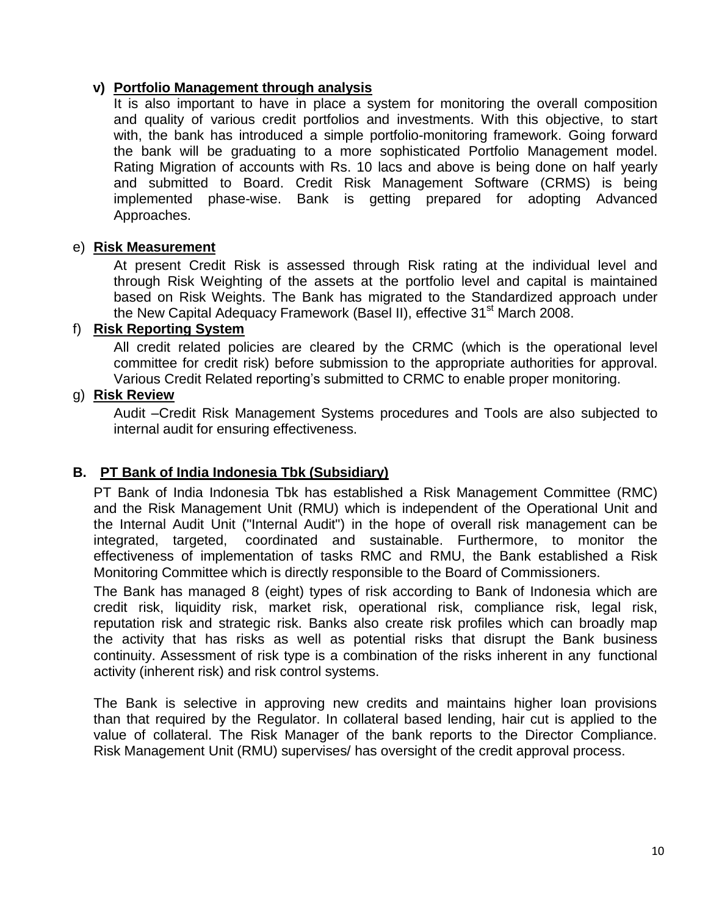**v) Portfolio Management through analysis**

It is also important to have in place a system for monitoring the overall composition and quality of various credit portfolios and investments. With this objective, to start with, the bank has introduced a simple portfolio-monitoring framework. Going forward the bank will be graduating to a more sophisticated Portfolio Management model. Rating Migration of accounts with Rs. 10 lacs and above is being done on half yearly and submitted to Board. Credit Risk Management Software (CRMS) is being implemented phase-wise. Bank is getting prepared for adopting Advanced Approaches.

e) **Risk Measurement**

At present Credit Risk is assessed through Risk rating at the individual level and through Risk Weighting of the assets at the portfolio level and capital is maintained based on Risk Weights. The Bank has migrated to the Standardized approach under the New Capital Adequacy Framework (Basel II), effective 31st March 2008.

f) **Risk Reporting System**

All credit related policies are cleared by the CRMC (which is the operational level committee for credit risk) before submission to the appropriate authorities for approval. Various Credit Related reporting's submitted to CRMC to enable proper monitoring.

g) **Risk Review**

Audit –Credit Risk Management Systems procedures and Tools are also subjected to internal audit for ensuring effectiveness.

## B. PT Bank of India Indonesia Tbk (Subsidiary)

PT Bank of India Indonesia Tbk has established a Risk Management Committee (RMC) and the Risk Management Unit (RMU) which is independent of the Operational Unit and the Internal Audit Unit ("Internal Audit") in the hope of overall risk management can be integrated, targeted, coordinated and sustainable. Furthermore, to monitor the effectiveness of implementation of tasks RMC and RMU, the Bank established a Risk Monitoring Committee which is directly responsible to the Board of Commissioners.

The Bank has managed 8 (eight) types of risk according to Bank of Indonesia which are credit risk, liquidity risk, market risk, operational risk, compliance risk, legal risk, reputation risk and strategic risk. Banks also create risk profiles which can broadly map the activity that has risks as well as potential risks that disrupt the Bank business continuity. Assessment of risk type is a combination of the risks inherent in any functional activity (inherent risk) and risk control systems.

The Bank is selective in approving new credits and maintains higher loan provisions than that required by the Regulator. In collateral based lending, hair cut is applied to the value of collateral. The Risk Manager of the bank reports to the Director Compliance. Risk Management Unit (RMU) supervises/ has oversight of the credit approval process.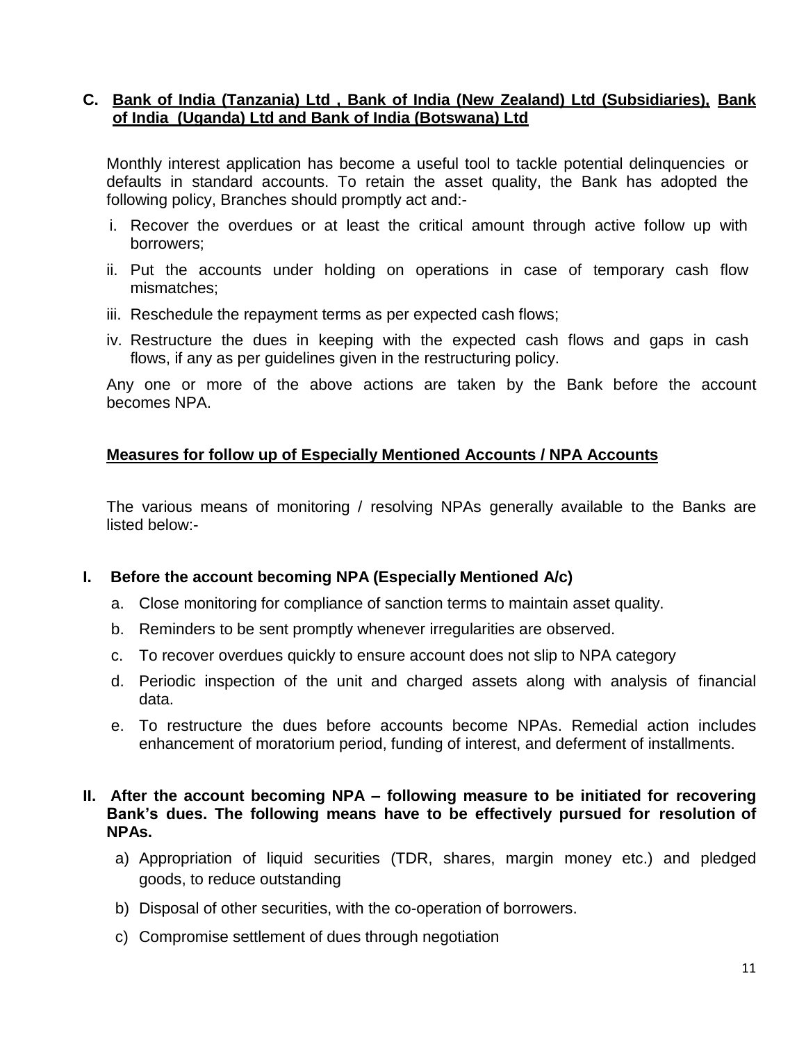## C. Bank of India (Tanzania) Ltd , Bank of India (New Zealand) Ltd (Subsidiaries), Bank of India (Uganda) Ltd and Bank of India (Botswana) Ltd

Monthly interest application has become a useful tool to tackle potential delinquencies or defaults in standard accounts. To retain the asset quality, the Bank has adopted the following policy, Branches should promptly act and:-

i. Recover the overdues or at least the critical amount through active follow up with borrowers;

ii. Put the accounts under holding on operations in case of temporary cash flow mismatches;

iii. Reschedule the repayment terms as per expected cash flows;

iv. Restructure the dues in keeping with the expected cash flows and gaps in cash flows, if any as per guidelines given in the restructuring policy.

Any one or more of the above actions are taken by the Bank before the account becomes NPA.

**Measures for follow up of Especially Mentioned Accounts / NPA Accounts**

The various means of monitoring / resolving NPAs generally available to the Banks are listed below:-

### I. Before the account becoming NPA (Especially Mentioned A/c)

a. Close monitoring for compliance of sanction terms to maintain asset quality.

b. Reminders to be sent promptly whenever irregularities are observed.

c. To recover overdues quickly to ensure account does not slip to NPA category

d. Periodic inspection of the unit and charged assets along with analysis of financial data.

e. To restructure the dues before accounts become NPAs. Remedial action includes enhancement of moratorium period, funding of interest, and deferment of installments.

### II. After the account becoming NPA – following measure to be initiated for recovering Bank's dues. The following means have to be effectively pursued for resolution of NPAs.

a) Appropriation of liquid securities (TDR, shares, margin money etc.) and pledged goods, to reduce outstanding

b) Disposal of other securities, with the co-operation of borrowers.

c) Compromise settlement of dues through negotiation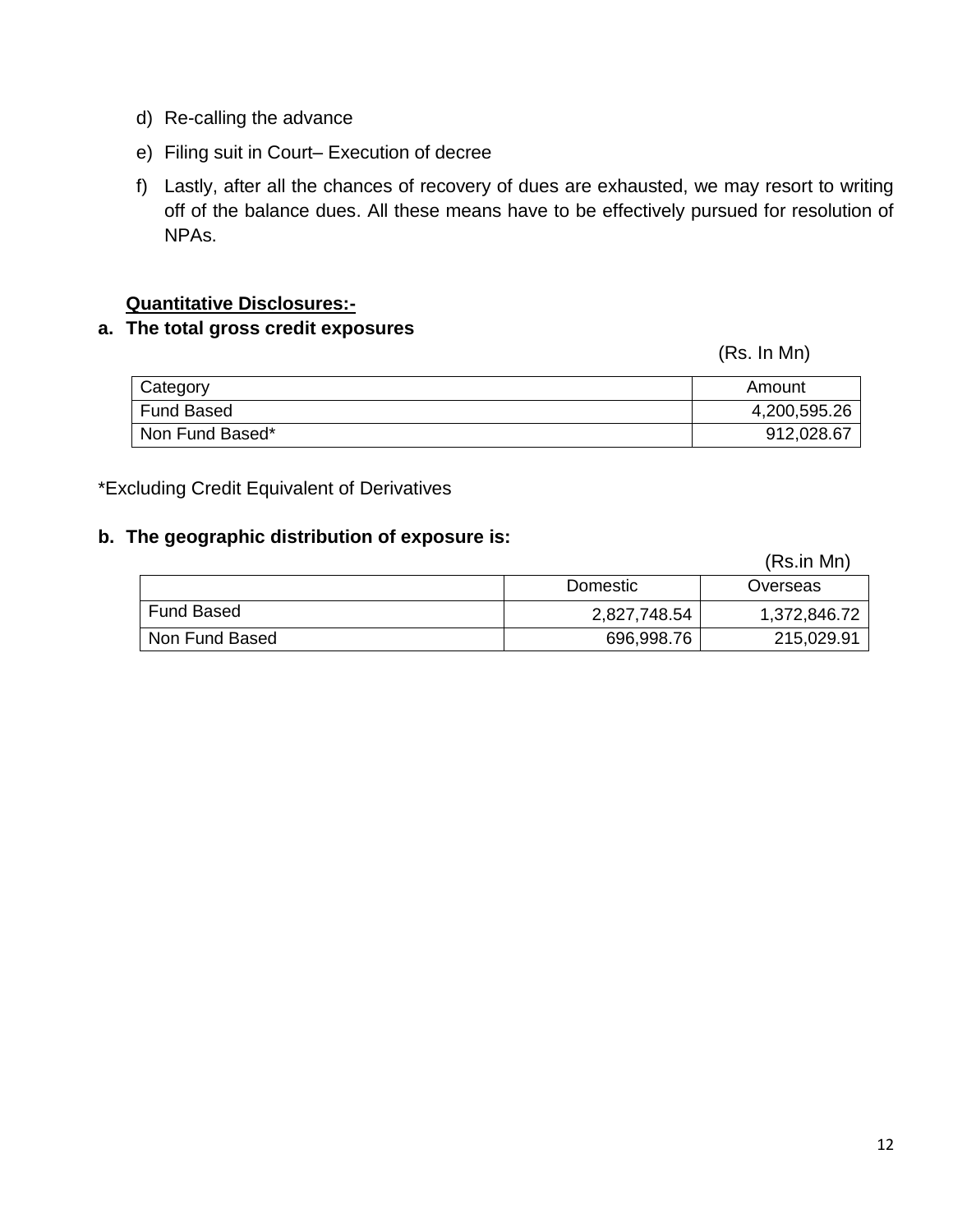d) Re-calling the advance

e) Filing suit in Court– Execution of decree

f) Lastly, after all the chances of recovery of dues are exhausted, we may resort to writing off of the balance dues. All these means have to be effectively pursued for resolution of NPAs.

**Quantitative Disclosures:-**

**a. The total gross credit exposures**

(Rs. In Mn)

| Category | Amount |
|---|---|
| Fund Based | 4,200,595.26 |
| Non Fund Based* | 912,028.67 |

*Excluding Credit Equivalent of Derivatives

**b. The geographic distribution of exposure is:**

(Rs.in Mn)

| | Domestic | Overseas |
|---|---|---|
| Fund Based | 2,827,748.54 | 1,372,846.72 |
| Non Fund Based | 696,998.76 | 215,029.91 |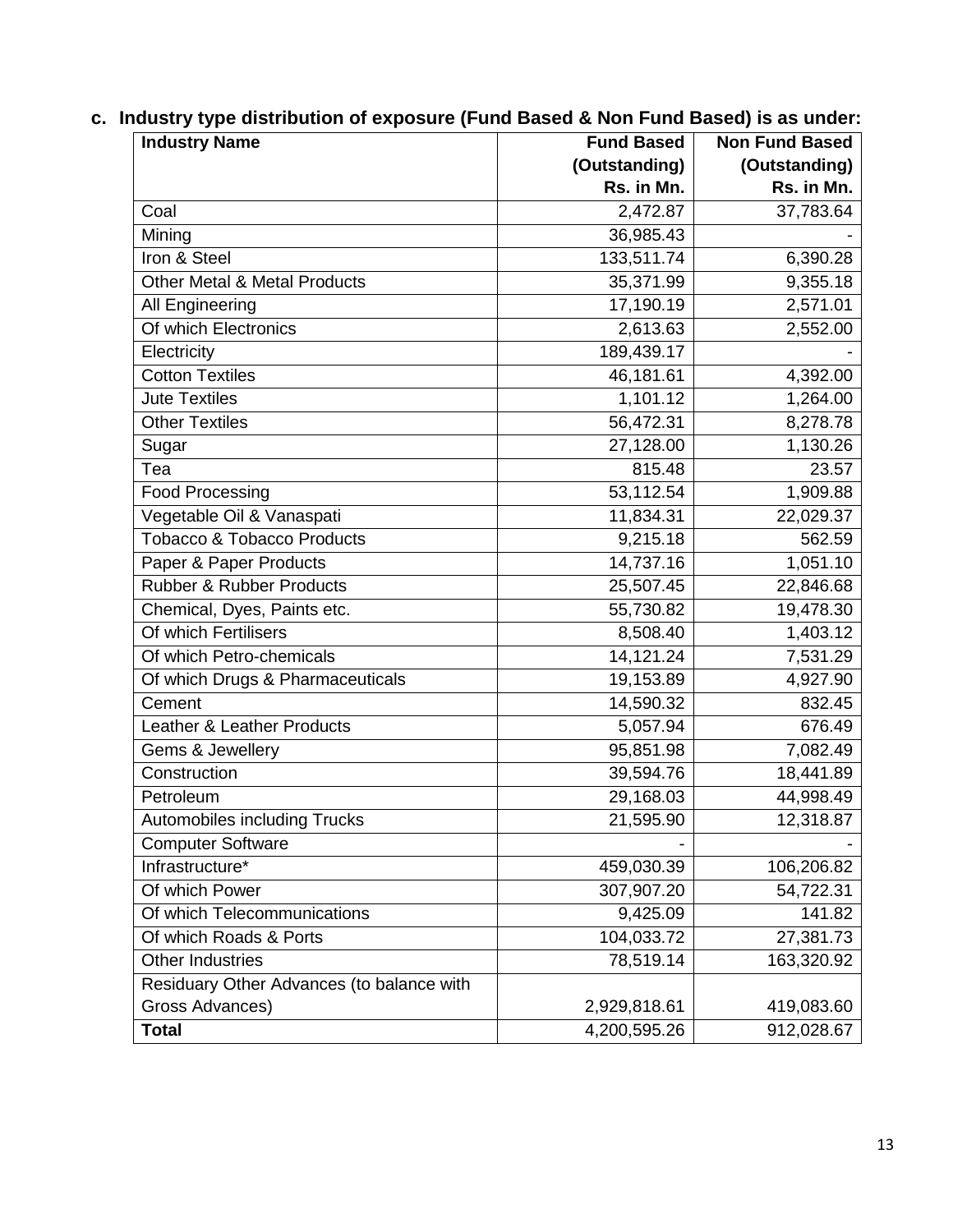c. **Industry type distribution of exposure (Fund Based & Non Fund Based) is as under:**

| Industry Name | Fund Based (Outstanding) Rs. in Mn. | Non Fund Based (Outstanding) Rs. in Mn. |
|---|---|---|
| Coal | 2,472.87 | 37,783.64 |
| Mining | 36,985.43 | - |
| Iron & Steel | 133,511.74 | 6,390.28 |
| Other Metal & Metal Products | 35,371.99 | 9,355.18 |
| All Engineering | 17,190.19 | 2,571.01 |
| Of which Electronics | 2,613.63 | 2,552.00 |
| Electricity | 189,439.17 | - |
| Cotton Textiles | 46,181.61 | 4,392.00 |
| Jute Textiles | 1,101.12 | 1,264.00 |
| Other Textiles | 56,472.31 | 8,278.78 |
| Sugar | 27,128.00 | 1,130.26 |
| Tea | 815.48 | 23.57 |
| Food Processing | 53,112.54 | 1,909.88 |
| Vegetable Oil & Vanaspati | 11,834.31 | 22,029.37 |
| Tobacco & Tobacco Products | 9,215.18 | 562.59 |
| Paper & Paper Products | 14,737.16 | 1,051.10 |
| Rubber & Rubber Products | 25,507.45 | 22,846.68 |
| Chemical, Dyes, Paints etc. | 55,730.82 | 19,478.30 |
| Of which Fertilisers | 8,508.40 | 1,403.12 |
| Of which Petro-chemicals | 14,121.24 | 7,531.29 |
| Of which Drugs & Pharmaceuticals | 19,153.89 | 4,927.90 |
| Cement | 14,590.32 | 832.45 |
| Leather & Leather Products | 5,057.94 | 676.49 |
| Gems & Jewellery | 95,851.98 | 7,082.49 |
| Construction | 39,594.76 | 18,441.89 |
| Petroleum | 29,168.03 | 44,998.49 |
| Automobiles including Trucks | 21,595.90 | 12,318.87 |
| Computer Software | - | - |
| Infrastructure* | 459,030.39 | 106,206.82 |
| Of which Power | 307,907.20 | 54,722.31 |
| Of which Telecommunications | 9,425.09 | 141.82 |
| Of which Roads & Ports | 104,033.72 | 27,381.73 |
| Other Industries | 78,519.14 | 163,320.92 |
| Residuary Other Advances (to balance with Gross Advances) | 2,929,818.61 | 419,083.60 |
| **Total** | 4,200,595.26 | 912,028.67 |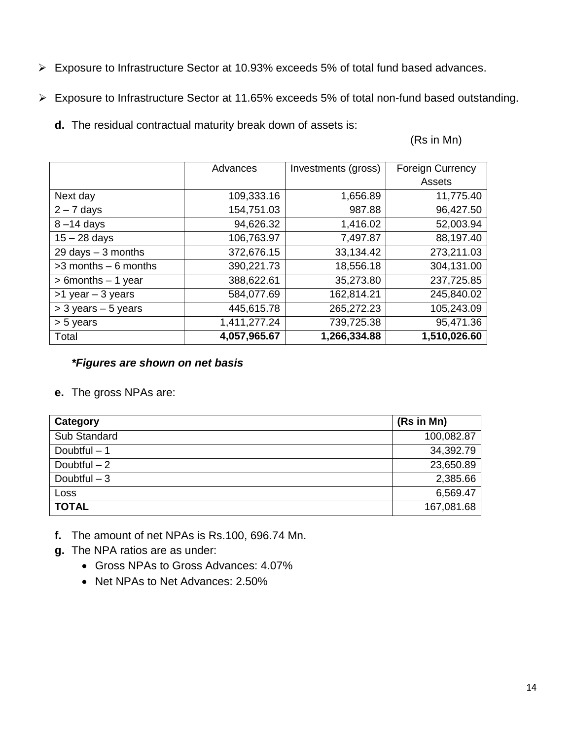- Exposure to Infrastructure Sector at 10.93% exceeds 5% of total fund based advances.
- Exposure to Infrastructure Sector at 11.65% exceeds 5% of total non-fund based outstanding.

**d.** The residual contractual maturity break down of assets is:

(Rs in Mn)

| | Advances | Investments (gross) | Foreign Currency Assets |
|---|---|---|---|
| Next day | 109,333.16 | 1,656.89 | 11,775.40 |
| 2 – 7 days | 154,751.03 | 987.88 | 96,427.50 |
| 8 –14 days | 94,626.32 | 1,416.02 | 52,003.94 |
| 15 – 28 days | 106,763.97 | 7,497.87 | 88,197.40 |
| 29 days – 3 months | 372,676.15 | 33,134.42 | 273,211.03 |
| >3 months – 6 months | 390,221.73 | 18,556.18 | 304,131.00 |
| > 6months – 1 year | 388,622.61 | 35,273.80 | 237,725.85 |
| >1 year – 3 years | 584,077.69 | 162,814.21 | 245,840.02 |
| > 3 years – 5 years | 445,615.78 | 265,272.23 | 105,243.09 |
| > 5 years | 1,411,277.24 | 739,725.38 | 95,471.36 |
| Total | **4,057,965.67** | **1,266,334.88** | **1,510,026.60** |

***Figures are shown on net basis***

**e.** The gross NPAs are:

| **Category** | **(Rs in Mn)** |
|---|---|
| Sub Standard | 100,082.87 |
| Doubtful – 1 | 34,392.79 |
| Doubtful – 2 | 23,650.89 |
| Doubtful – 3 | 2,385.66 |
| Loss | 6,569.47 |
| **TOTAL** | 167,081.68 |

**f.** The amount of net NPAs is Rs.100, 696.74 Mn.

**g.** The NPA ratios are as under:

- Gross NPAs to Gross Advances: 4.07%
- Net NPAs to Net Advances: 2.50%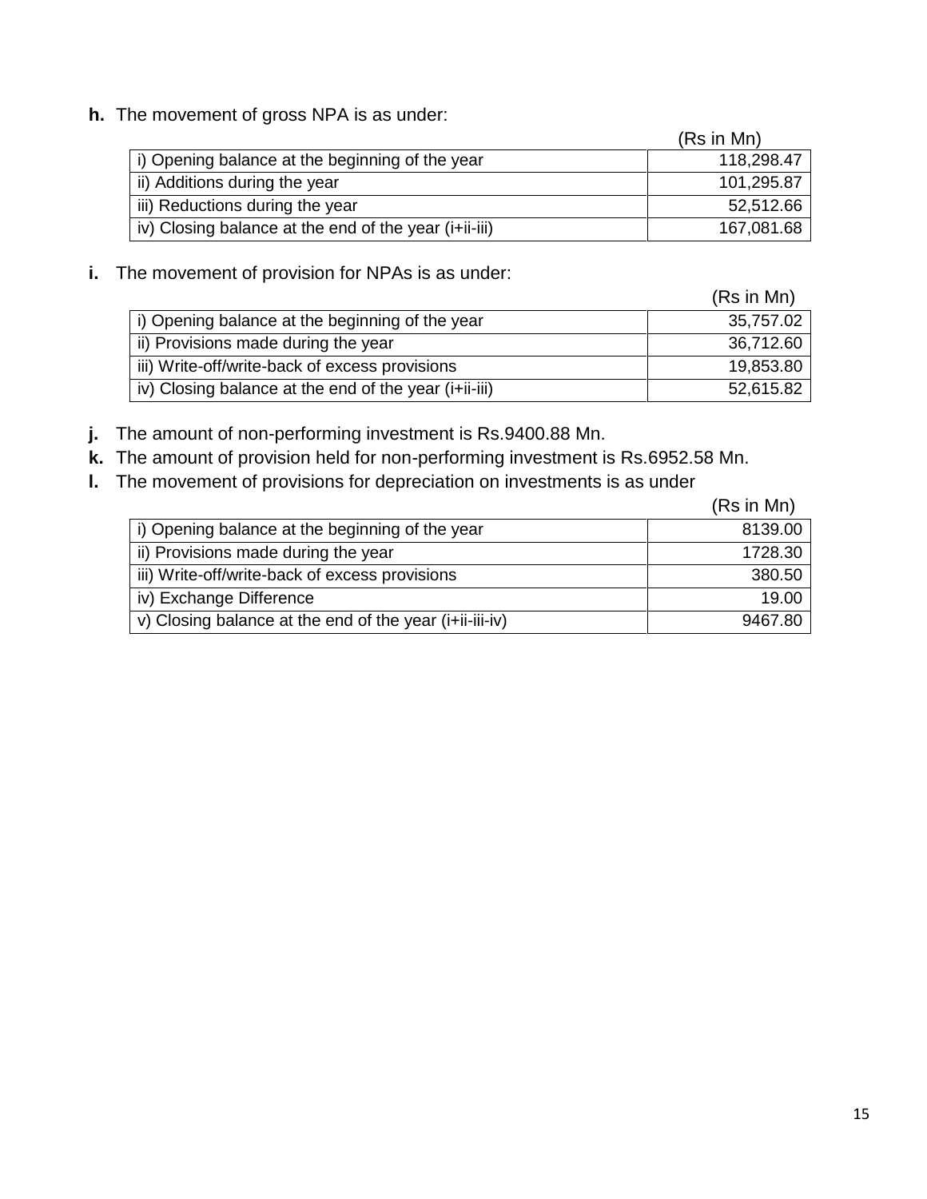**h.** The movement of gross NPA is as under:

(Rs in Mn)

| | |
|---|---|
| i) Opening balance at the beginning of the year | 118,298.47 |
| ii) Additions during the year | 101,295.87 |
| iii) Reductions during the year | 52,512.66 |
| iv) Closing balance at the end of the year (i+ii-iii) | 167,081.68 |

**i.** The movement of provision for NPAs is as under:

(Rs in Mn)

| | |
|---|---|
| i) Opening balance at the beginning of the year | 35,757.02 |
| ii) Provisions made during the year | 36,712.60 |
| iii) Write-off/write-back of excess provisions | 19,853.80 |
| iv) Closing balance at the end of the year (i+ii-iii) | 52,615.82 |

**j.** The amount of non-performing investment is Rs.9400.88 Mn.

**k.** The amount of provision held for non-performing investment is Rs.6952.58 Mn.

**l.** The movement of provisions for depreciation on investments is as under

(Rs in Mn)

| | |
|---|---|
| i) Opening balance at the beginning of the year | 8139.00 |
| ii) Provisions made during the year | 1728.30 |
| iii) Write-off/write-back of excess provisions | 380.50 |
| iv) Exchange Difference | 19.00 |
| v) Closing balance at the end of the year (i+ii-iii-iv) | 9467.80 |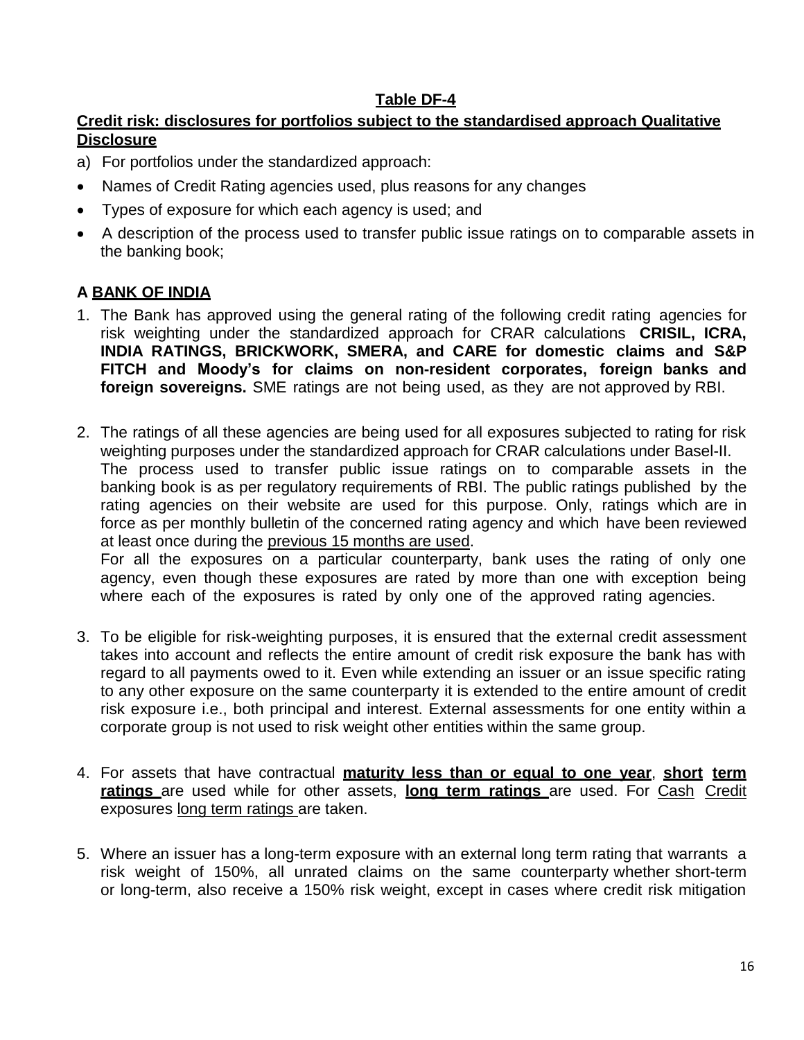## Table DF-4

**Credit risk: disclosures for portfolios subject to the standardised approach Qualitative Disclosure**

a) For portfolios under the standardized approach:

- Names of Credit Rating agencies used, plus reasons for any changes
- Types of exposure for which each agency is used; and
- A description of the process used to transfer public issue ratings on to comparable assets in the banking book;

### A BANK OF INDIA

1. The Bank has approved using the general rating of the following credit rating agencies for risk weighting under the standardized approach for CRAR calculations **CRISIL, ICRA, INDIA RATINGS, BRICKWORK, SMERA, and CARE for domestic claims and S&P FITCH and Moody's for claims on non-resident corporates, foreign banks and foreign sovereigns.** SME ratings are not being used, as they are not approved by RBI.

2. The ratings of all these agencies are being used for all exposures subjected to rating for risk weighting purposes under the standardized approach for CRAR calculations under Basel-II.
   The process used to transfer public issue ratings on to comparable assets in the banking book is as per regulatory requirements of RBI. The public ratings published by the rating agencies on their website are used for this purpose. Only, ratings which are in force as per monthly bulletin of the concerned rating agency and which have been reviewed at least once during the previous 15 months are used.
   For all the exposures on a particular counterparty, bank uses the rating of only one agency, even though these exposures are rated by more than one with exception being where each of the exposures is rated by only one of the approved rating agencies.

3. To be eligible for risk-weighting purposes, it is ensured that the external credit assessment takes into account and reflects the entire amount of credit risk exposure the bank has with regard to all payments owed to it. Even while extending an issuer or an issue specific rating to any other exposure on the same counterparty it is extended to the entire amount of credit risk exposure i.e., both principal and interest. External assessments for one entity within a corporate group is not used to risk weight other entities within the same group.

4. For assets that have contractual **maturity less than or equal to one year**, **short term ratings** are used while for other assets, **long term ratings** are used. For Cash Credit exposures long term ratings are taken.

5. Where an issuer has a long-term exposure with an external long term rating that warrants a risk weight of 150%, all unrated claims on the same counterparty whether short-term or long-term, also receive a 150% risk weight, except in cases where credit risk mitigation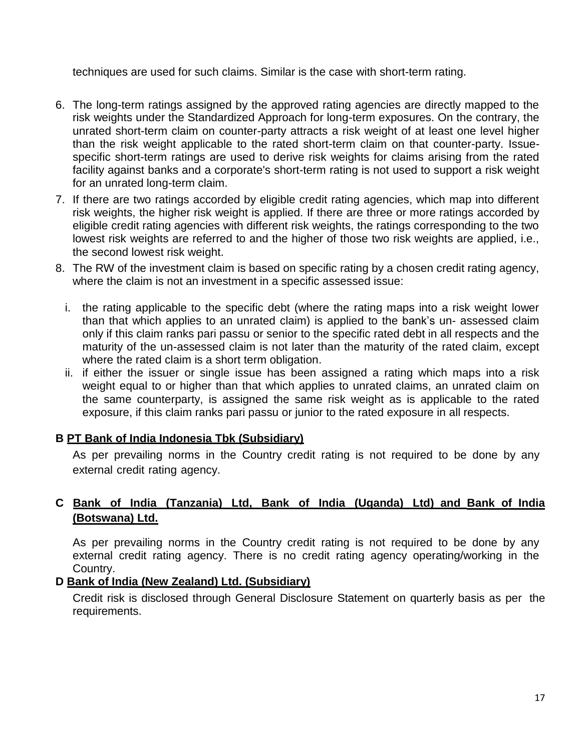techniques are used for such claims. Similar is the case with short-term rating.

6. The long-term ratings assigned by the approved rating agencies are directly mapped to the risk weights under the Standardized Approach for long-term exposures. On the contrary, the unrated short-term claim on counter-party attracts a risk weight of at least one level higher than the risk weight applicable to the rated short-term claim on that counter-party. Issue-specific short-term ratings are used to derive risk weights for claims arising from the rated facility against banks and a corporate's short-term rating is not used to support a risk weight for an unrated long-term claim.
7. If there are two ratings accorded by eligible credit rating agencies, which map into different risk weights, the higher risk weight is applied. If there are three or more ratings accorded by eligible credit rating agencies with different risk weights, the ratings corresponding to the two lowest risk weights are referred to and the higher of those two risk weights are applied, i.e., the second lowest risk weight.
8. The RW of the investment claim is based on specific rating by a chosen credit rating agency, where the claim is not an investment in a specific assessed issue:
   i. the rating applicable to the specific debt (where the rating maps into a risk weight lower than that which applies to an unrated claim) is applied to the bank's un- assessed claim only if this claim ranks pari passu or senior to the specific rated debt in all respects and the maturity of the un-assessed claim is not later than the maturity of the rated claim, except where the rated claim is a short term obligation.
   ii. if either the issuer or single issue has been assigned a rating which maps into a risk weight equal to or higher than that which applies to unrated claims, an unrated claim on the same counterparty, is assigned the same risk weight as is applicable to the rated exposure, if this claim ranks pari passu or junior to the rated exposure in all respects.

**B PT Bank of India Indonesia Tbk (Subsidiary)**

As per prevailing norms in the Country credit rating is not required to be done by any external credit rating agency.

**C Bank of India (Tanzania) Ltd, Bank of India (Uganda) Ltd) and Bank of India (Botswana) Ltd.**

As per prevailing norms in the Country credit rating is not required to be done by any external credit rating agency. There is no credit rating agency operating/working in the Country.

**D Bank of India (New Zealand) Ltd. (Subsidiary)**

Credit risk is disclosed through General Disclosure Statement on quarterly basis as per the requirements.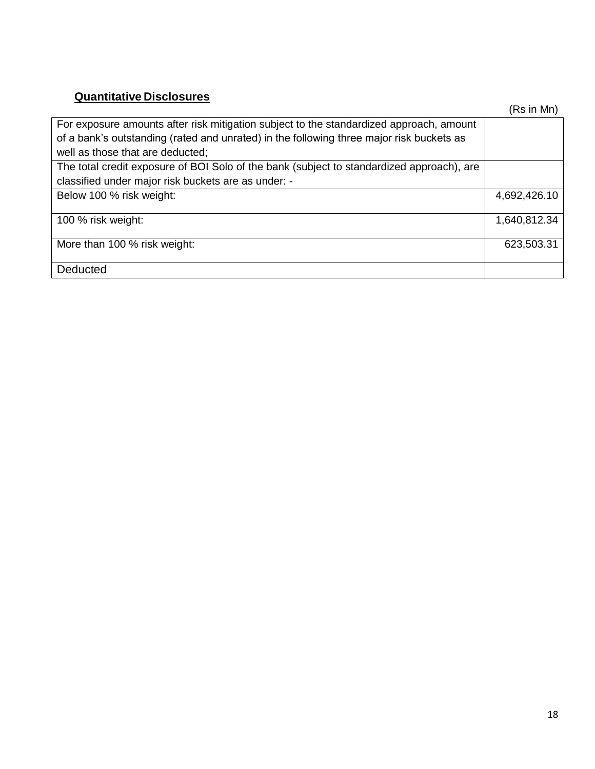**Quantitative Disclosures**

(Rs in Mn)

| | |
|---|---|
| For exposure amounts after risk mitigation subject to the standardized approach, amount of a bank's outstanding (rated and unrated) in the following three major risk buckets as well as those that are deducted; | |
| The total credit exposure of BOI Solo of the bank (subject to standardized approach), are classified under major risk buckets are as under: - | |
| Below 100 % risk weight: | 4,692,426.10 |
| 100 % risk weight: | 1,640,812.34 |
| More than 100 % risk weight: | 623,503.31 |
| Deducted | |